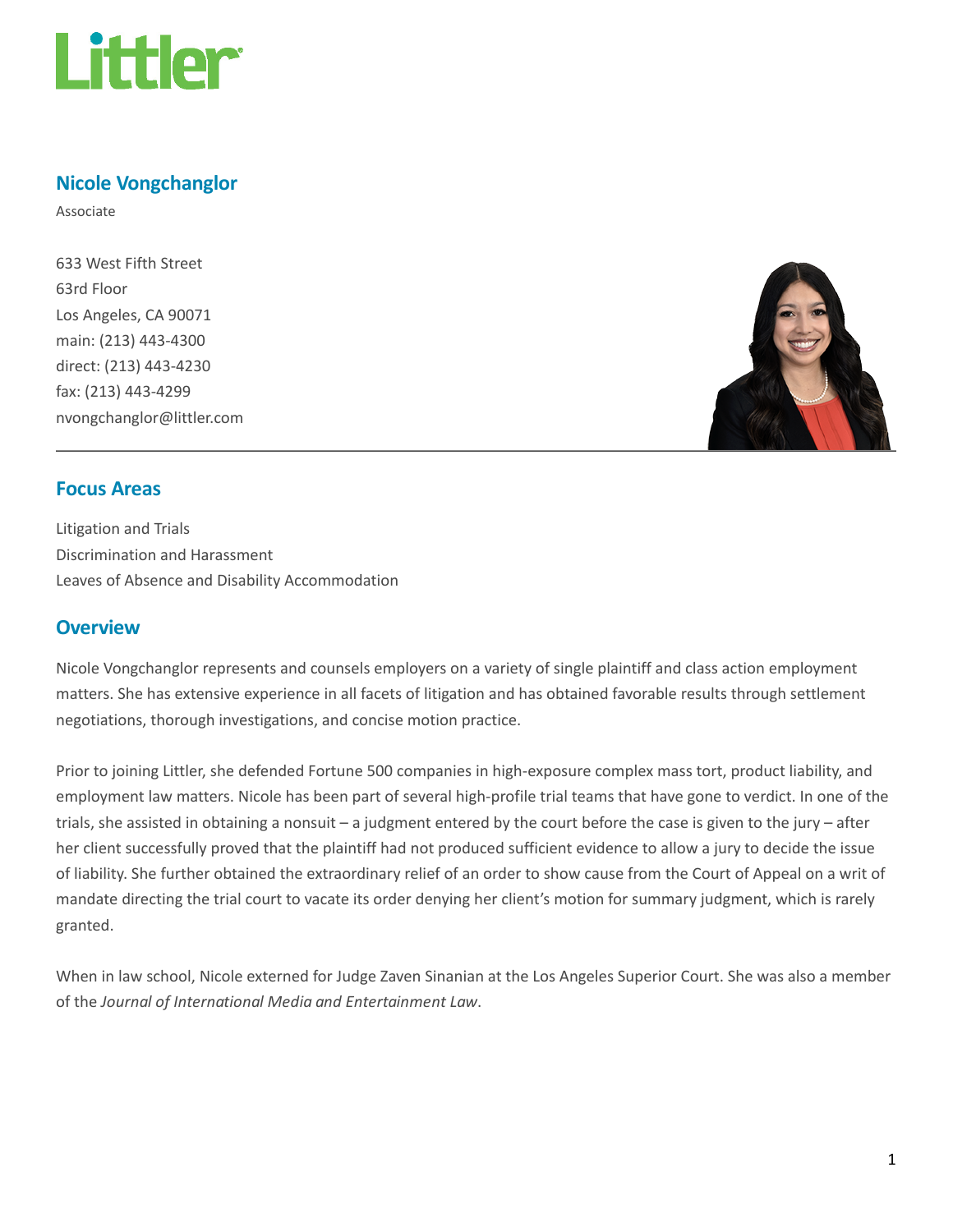# Nicole Vongchanglor

Associate

633 West Fifth Street
63rd Floor
Los Angeles, CA 90071
main: (213) 443-4300
direct: (213) 443-4230
fax: (213) 443-4299
nvongchanglor@littler.com

## Focus Areas

Litigation and Trials
Discrimination and Harassment
Leaves of Absence and Disability Accommodation

## Overview

Nicole Vongchanglor represents and counsels employers on a variety of single plaintiff and class action employment matters. She has extensive experience in all facets of litigation and has obtained favorable results through settlement negotiations, thorough investigations, and concise motion practice.

Prior to joining Littler, she defended Fortune 500 companies in high-exposure complex mass tort, product liability, and employment law matters. Nicole has been part of several high-profile trial teams that have gone to verdict. In one of the trials, she assisted in obtaining a nonsuit – a judgment entered by the court before the case is given to the jury – after her client successfully proved that the plaintiff had not produced sufficient evidence to allow a jury to decide the issue of liability. She further obtained the extraordinary relief of an order to show cause from the Court of Appeal on a writ of mandate directing the trial court to vacate its order denying her client's motion for summary judgment, which is rarely granted.

When in law school, Nicole externed for Judge Zaven Sinanian at the Los Angeles Superior Court. She was also a member of the *Journal of International Media and Entertainment Law*.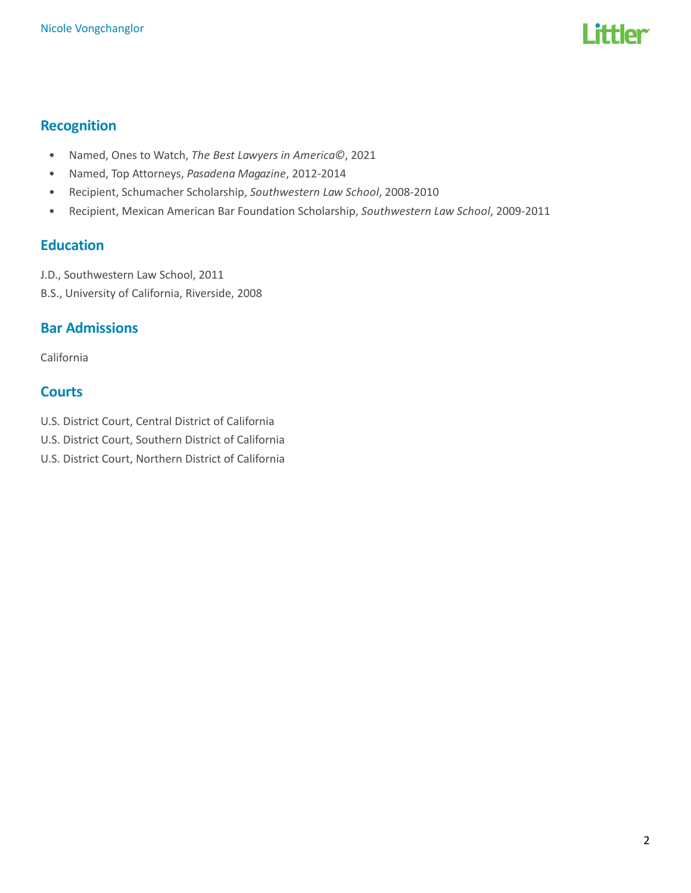## Recognition

- Named, Ones to Watch, *The Best Lawyers in America©*, 2021
- Named, Top Attorneys, *Pasadena Magazine*, 2012-2014
- Recipient, Schumacher Scholarship, *Southwestern Law School*, 2008-2010
- Recipient, Mexican American Bar Foundation Scholarship, *Southwestern Law School*, 2009-2011

## Education

J.D., Southwestern Law School, 2011

B.S., University of California, Riverside, 2008

## Bar Admissions

California

## Courts

U.S. District Court, Central District of California

U.S. District Court, Southern District of California

U.S. District Court, Northern District of California